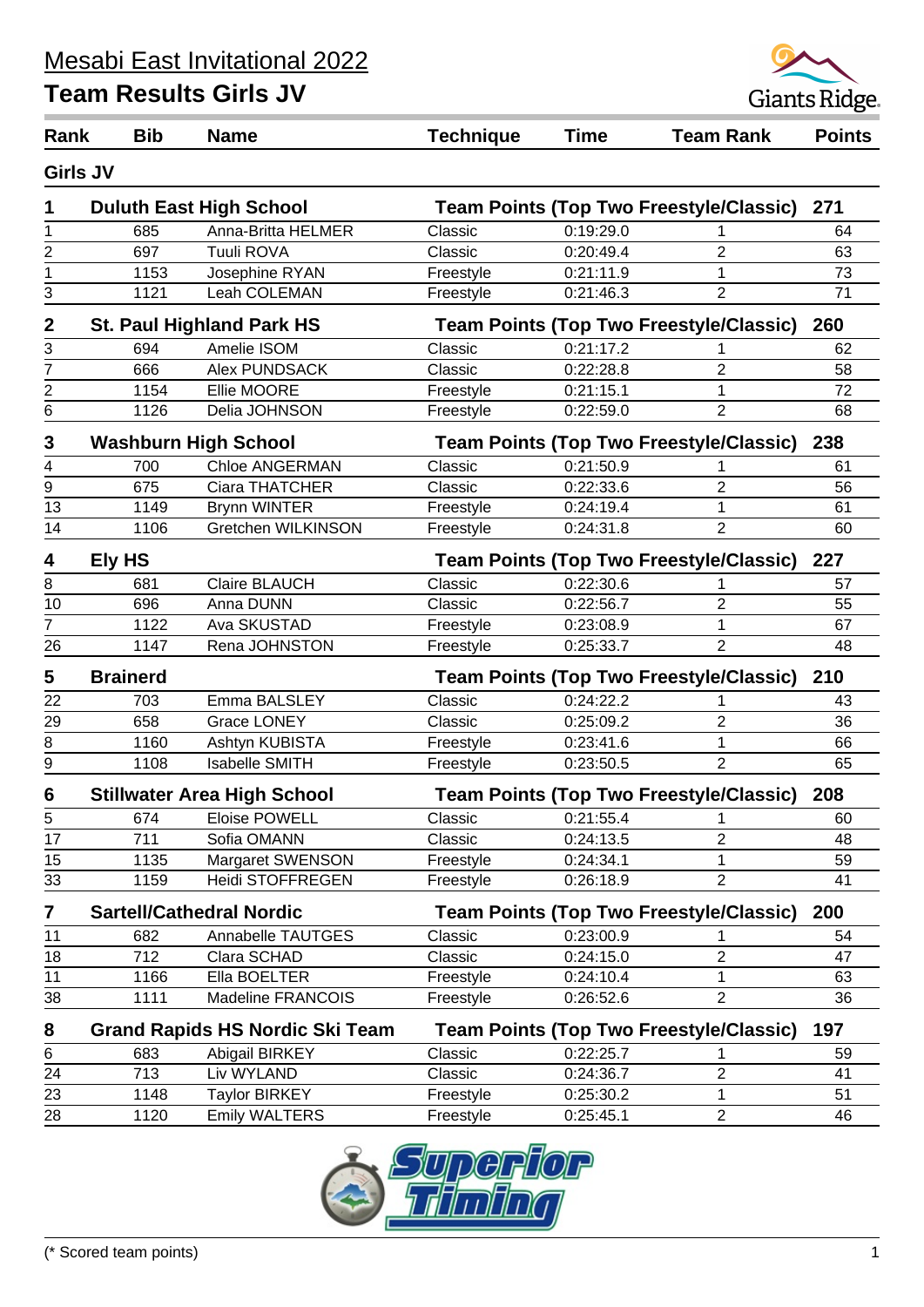# Mesabi East Invitational 2022

## Team Results Girls JV

| Rank | Bib | Name | Technique | Time | Team Rank | Points |
|---|---|---|---|---|---|---|
| **Girls JV** | | | | | | |
| **1** | **Duluth East High School** | | **Team Points (Top Two Freestyle/Classic)** | | | **271** |
| 1 | 685 | Anna-Britta HELMER | Classic | 0:19:29.0 | 1 | 64 |
| 2 | 697 | Tuuli ROVA | Classic | 0:20:49.4 | 2 | 63 |
| 1 | 1153 | Josephine RYAN | Freestyle | 0:21:11.9 | 1 | 73 |
| 3 | 1121 | Leah COLEMAN | Freestyle | 0:21:46.3 | 2 | 71 |
| **2** | **St. Paul Highland Park HS** | | **Team Points (Top Two Freestyle/Classic)** | | | **260** |
| 3 | 694 | Amelie ISOM | Classic | 0:21:17.2 | 1 | 62 |
| 7 | 666 | Alex PUNDSACK | Classic | 0:22:28.8 | 2 | 58 |
| 2 | 1154 | Ellie MOORE | Freestyle | 0:21:15.1 | 1 | 72 |
| 6 | 1126 | Delia JOHNSON | Freestyle | 0:22:59.0 | 2 | 68 |
| **3** | **Washburn High School** | | **Team Points (Top Two Freestyle/Classic)** | | | **238** |
| 4 | 700 | Chloe ANGERMAN | Classic | 0:21:50.9 | 1 | 61 |
| 9 | 675 | Ciara THATCHER | Classic | 0:22:33.6 | 2 | 56 |
| 13 | 1149 | Brynn WINTER | Freestyle | 0:24:19.4 | 1 | 61 |
| 14 | 1106 | Gretchen WILKINSON | Freestyle | 0:24:31.8 | 2 | 60 |
| **4** | **Ely HS** | | **Team Points (Top Two Freestyle/Classic)** | | | **227** |
| 8 | 681 | Claire BLAUCH | Classic | 0:22:30.6 | 1 | 57 |
| 10 | 696 | Anna DUNN | Classic | 0:22:56.7 | 2 | 55 |
| 7 | 1122 | Ava SKUSTAD | Freestyle | 0:23:08.9 | 1 | 67 |
| 26 | 1147 | Rena JOHNSTON | Freestyle | 0:25:33.7 | 2 | 48 |
| **5** | **Brainerd** | | **Team Points (Top Two Freestyle/Classic)** | | | **210** |
| 22 | 703 | Emma BALSLEY | Classic | 0:24:22.2 | 1 | 43 |
| 29 | 658 | Grace LONEY | Classic | 0:25:09.2 | 2 | 36 |
| 8 | 1160 | Ashtyn KUBISTA | Freestyle | 0:23:41.6 | 1 | 66 |
| 9 | 1108 | Isabelle SMITH | Freestyle | 0:23:50.5 | 2 | 65 |
| **6** | **Stillwater Area High School** | | **Team Points (Top Two Freestyle/Classic)** | | | **208** |
| 5 | 674 | Eloise POWELL | Classic | 0:21:55.4 | 1 | 60 |
| 17 | 711 | Sofia OMANN | Classic | 0:24:13.5 | 2 | 48 |
| 15 | 1135 | Margaret SWENSON | Freestyle | 0:24:34.1 | 1 | 59 |
| 33 | 1159 | Heidi STOFFREGEN | Freestyle | 0:26:18.9 | 2 | 41 |
| **7** | **Sartell/Cathedral Nordic** | | **Team Points (Top Two Freestyle/Classic)** | | | **200** |
| 11 | 682 | Annabelle TAUTGES | Classic | 0:23:00.9 | 1 | 54 |
| 18 | 712 | Clara SCHAD | Classic | 0:24:15.0 | 2 | 47 |
| 11 | 1166 | Ella BOELTER | Freestyle | 0:24:10.4 | 1 | 63 |
| 38 | 1111 | Madeline FRANCOIS | Freestyle | 0:26:52.6 | 2 | 36 |
| **8** | **Grand Rapids HS Nordic Ski Team** | | **Team Points (Top Two Freestyle/Classic)** | | | **197** |
| 6 | 683 | Abigail BIRKEY | Classic | 0:22:25.7 | 1 | 59 |
| 24 | 713 | Liv WYLAND | Classic | 0:24:36.7 | 2 | 41 |
| 23 | 1148 | Taylor BIRKEY | Freestyle | 0:25:30.2 | 1 | 51 |
| 28 | 1120 | Emily WALTERS | Freestyle | 0:25:45.1 | 2 | 46 |

(* Scored team points)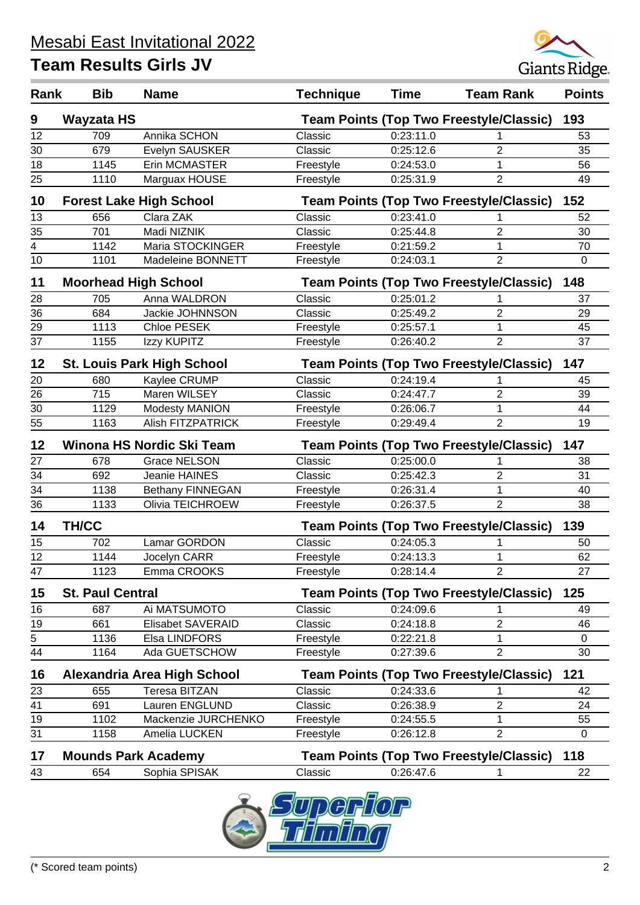# Mesabi East Invitational 2022

## Team Results Girls JV

| Rank | Bib | Name | Technique | Time | Team Rank | Points |
|---|---|---|---|---|---|---|
| **9** | **Wayzata HS** | | **Team Points (Top Two Freestyle/Classic)** | | | **193** |
| 12 | 709 | Annika SCHON | Classic | 0:23:11.0 | 1 | 53 |
| 30 | 679 | Evelyn SAUSKER | Classic | 0:25:12.6 | 2 | 35 |
| 18 | 1145 | Erin MCMASTER | Freestyle | 0:24:53.0 | 1 | 56 |
| 25 | 1110 | Marguax HOUSE | Freestyle | 0:25:31.9 | 2 | 49 |
| **10** | **Forest Lake High School** | | **Team Points (Top Two Freestyle/Classic)** | | | **152** |
| 13 | 656 | Clara ZAK | Classic | 0:23:41.0 | 1 | 52 |
| 35 | 701 | Madi NIZNIK | Classic | 0:25:44.8 | 2 | 30 |
| 4 | 1142 | Maria STOCKINGER | Freestyle | 0:21:59.2 | 1 | 70 |
| 10 | 1101 | Madeleine BONNETT | Freestyle | 0:24:03.1 | 2 | 0 |
| **11** | **Moorhead High School** | | **Team Points (Top Two Freestyle/Classic)** | | | **148** |
| 28 | 705 | Anna WALDRON | Classic | 0:25:01.2 | 1 | 37 |
| 36 | 684 | Jackie JOHNNSON | Classic | 0:25:49.2 | 2 | 29 |
| 29 | 1113 | Chloe PESEK | Freestyle | 0:25:57.1 | 1 | 45 |
| 37 | 1155 | Izzy KUPITZ | Freestyle | 0:26:40.2 | 2 | 37 |
| **12** | **St. Louis Park High School** | | **Team Points (Top Two Freestyle/Classic)** | | | **147** |
| 20 | 680 | Kaylee CRUMP | Classic | 0:24:19.4 | 1 | 45 |
| 26 | 715 | Maren WILSEY | Classic | 0:24:47.7 | 2 | 39 |
| 30 | 1129 | Modesty MANION | Freestyle | 0:26:06.7 | 1 | 44 |
| 55 | 1163 | Alish FITZPATRICK | Freestyle | 0:29:49.4 | 2 | 19 |
| **12** | **Winona HS Nordic Ski Team** | | **Team Points (Top Two Freestyle/Classic)** | | | **147** |
| 27 | 678 | Grace NELSON | Classic | 0:25:00.0 | 1 | 38 |
| 34 | 692 | Jeanie HAINES | Classic | 0:25:42.3 | 2 | 31 |
| 34 | 1138 | Bethany FINNEGAN | Freestyle | 0:26:31.4 | 1 | 40 |
| 36 | 1133 | Olivia TEICHROEW | Freestyle | 0:26:37.5 | 2 | 38 |
| **14** | **TH/CC** | | **Team Points (Top Two Freestyle/Classic)** | | | **139** |
| 15 | 702 | Lamar GORDON | Classic | 0:24:05.3 | 1 | 50 |
| 12 | 1144 | Jocelyn CARR | Freestyle | 0:24:13.3 | 1 | 62 |
| 47 | 1123 | Emma CROOKS | Freestyle | 0:28:14.4 | 2 | 27 |
| **15** | **St. Paul Central** | | **Team Points (Top Two Freestyle/Classic)** | | | **125** |
| 16 | 687 | Ai MATSUMOTO | Classic | 0:24:09.6 | 1 | 49 |
| 19 | 661 | Elisabet SAVERAID | Classic | 0:24:18.8 | 2 | 46 |
| 5 | 1136 | Elsa LINDFORS | Freestyle | 0:22:21.8 | 1 | 0 |
| 44 | 1164 | Ada GUETSCHOW | Freestyle | 0:27:39.6 | 2 | 30 |
| **16** | **Alexandria Area High School** | | **Team Points (Top Two Freestyle/Classic)** | | | **121** |
| 23 | 655 | Teresa BITZAN | Classic | 0:24:33.6 | 1 | 42 |
| 41 | 691 | Lauren ENGLUND | Classic | 0:26:38.9 | 2 | 24 |
| 19 | 1102 | Mackenzie JURCHENKO | Freestyle | 0:24:55.5 | 1 | 55 |
| 31 | 1158 | Amelia LUCKEN | Freestyle | 0:26:12.8 | 2 | 0 |
| **17** | **Mounds Park Academy** | | **Team Points (Top Two Freestyle/Classic)** | | | **118** |
| 43 | 654 | Sophia SPISAK | Classic | 0:26:47.6 | 1 | 22 |

(* Scored team points)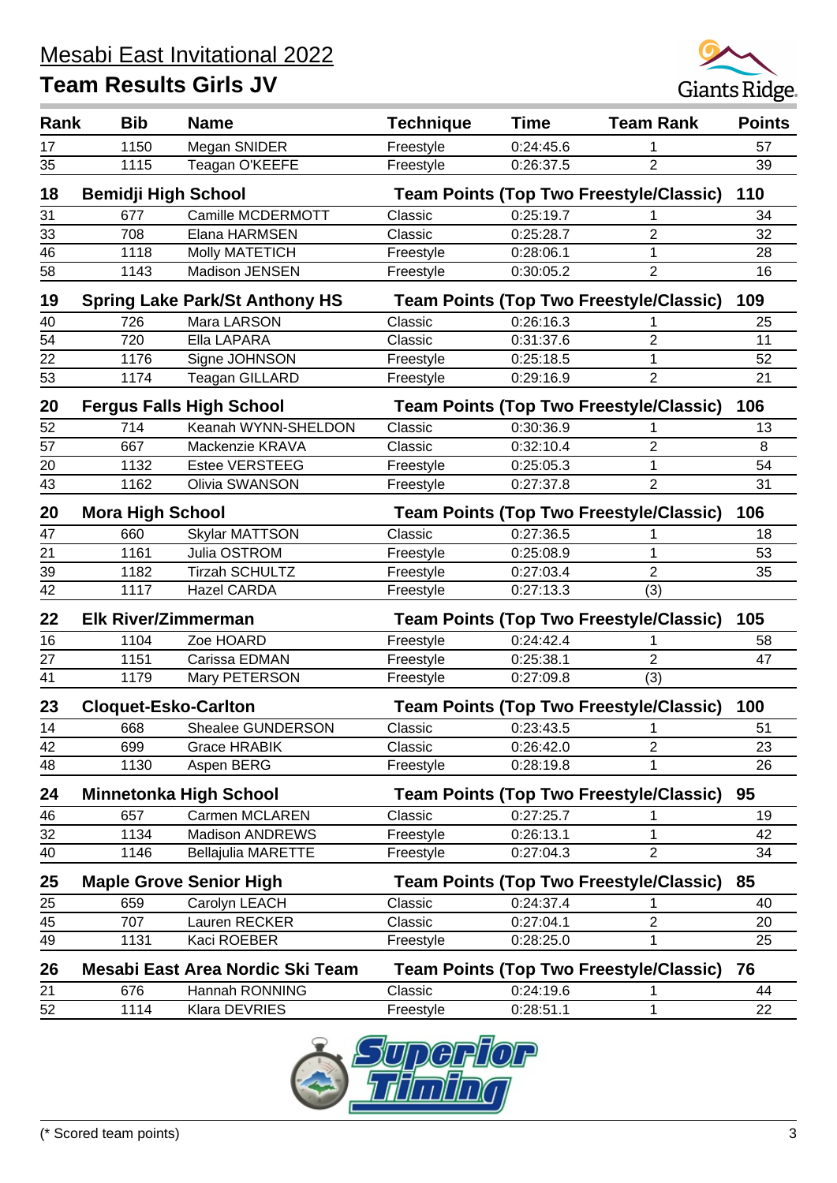# Mesabi East Invitational 2022

## Team Results Girls JV

| Rank | Bib | Name | Technique | Time | Team Rank | Points |
|---|---|---|---|---|---|---|
| 17 | 1150 | Megan SNIDER | Freestyle | 0:24:45.6 | 1 | 57 |
| 35 | 1115 | Teagan O'KEEFE | Freestyle | 0:26:37.5 | 2 | 39 |
| **18** | **Bemidji High School** | | **Team Points (Top Two Freestyle/Classic)** | | | **110** |
| 31 | 677 | Camille MCDERMOTT | Classic | 0:25:19.7 | 1 | 34 |
| 33 | 708 | Elana HARMSEN | Classic | 0:25:28.7 | 2 | 32 |
| 46 | 1118 | Molly MATETICH | Freestyle | 0:28:06.1 | 1 | 28 |
| 58 | 1143 | Madison JENSEN | Freestyle | 0:30:05.2 | 2 | 16 |
| **19** | **Spring Lake Park/St Anthony HS** | | **Team Points (Top Two Freestyle/Classic)** | | | **109** |
| 40 | 726 | Mara LARSON | Classic | 0:26:16.3 | 1 | 25 |
| 54 | 720 | Ella LAPARA | Classic | 0:31:37.6 | 2 | 11 |
| 22 | 1176 | Signe JOHNSON | Freestyle | 0:25:18.5 | 1 | 52 |
| 53 | 1174 | Teagan GILLARD | Freestyle | 0:29:16.9 | 2 | 21 |
| **20** | **Fergus Falls High School** | | **Team Points (Top Two Freestyle/Classic)** | | | **106** |
| 52 | 714 | Keanah WYNN-SHELDON | Classic | 0:30:36.9 | 1 | 13 |
| 57 | 667 | Mackenzie KRAVA | Classic | 0:32:10.4 | 2 | 8 |
| 20 | 1132 | Estee VERSTEEG | Freestyle | 0:25:05.3 | 1 | 54 |
| 43 | 1162 | Olivia SWANSON | Freestyle | 0:27:37.8 | 2 | 31 |
| **20** | **Mora High School** | | **Team Points (Top Two Freestyle/Classic)** | | | **106** |
| 47 | 660 | Skylar MATTSON | Classic | 0:27:36.5 | 1 | 18 |
| 21 | 1161 | Julia OSTROM | Freestyle | 0:25:08.9 | 1 | 53 |
| 39 | 1182 | Tirzah SCHULTZ | Freestyle | 0:27:03.4 | 2 | 35 |
| 42 | 1117 | Hazel CARDA | Freestyle | 0:27:13.3 | (3) | |
| **22** | **Elk River/Zimmerman** | | **Team Points (Top Two Freestyle/Classic)** | | | **105** |
| 16 | 1104 | Zoe HOARD | Freestyle | 0:24:42.4 | 1 | 58 |
| 27 | 1151 | Carissa EDMAN | Freestyle | 0:25:38.1 | 2 | 47 |
| 41 | 1179 | Mary PETERSON | Freestyle | 0:27:09.8 | (3) | |
| **23** | **Cloquet-Esko-Carlton** | | **Team Points (Top Two Freestyle/Classic)** | | | **100** |
| 14 | 668 | Shealee GUNDERSON | Classic | 0:23:43.5 | 1 | 51 |
| 42 | 699 | Grace HRABIK | Classic | 0:26:42.0 | 2 | 23 |
| 48 | 1130 | Aspen BERG | Freestyle | 0:28:19.8 | 1 | 26 |
| **24** | **Minnetonka High School** | | **Team Points (Top Two Freestyle/Classic)** | | | **95** |
| 46 | 657 | Carmen MCLAREN | Classic | 0:27:25.7 | 1 | 19 |
| 32 | 1134 | Madison ANDREWS | Freestyle | 0:26:13.1 | 1 | 42 |
| 40 | 1146 | Bellajulia MARETTE | Freestyle | 0:27:04.3 | 2 | 34 |
| **25** | **Maple Grove Senior High** | | **Team Points (Top Two Freestyle/Classic)** | | | **85** |
| 25 | 659 | Carolyn LEACH | Classic | 0:24:37.4 | 1 | 40 |
| 45 | 707 | Lauren RECKER | Classic | 0:27:04.1 | 2 | 20 |
| 49 | 1131 | Kaci ROEBER | Freestyle | 0:28:25.0 | 1 | 25 |
| **26** | **Mesabi East Area Nordic Ski Team** | | **Team Points (Top Two Freestyle/Classic)** | | | **76** |
| 21 | 676 | Hannah RONNING | Classic | 0:24:19.6 | 1 | 44 |
| 52 | 1114 | Klara DEVRIES | Freestyle | 0:28:51.1 | 1 | 22 |

(* Scored team points)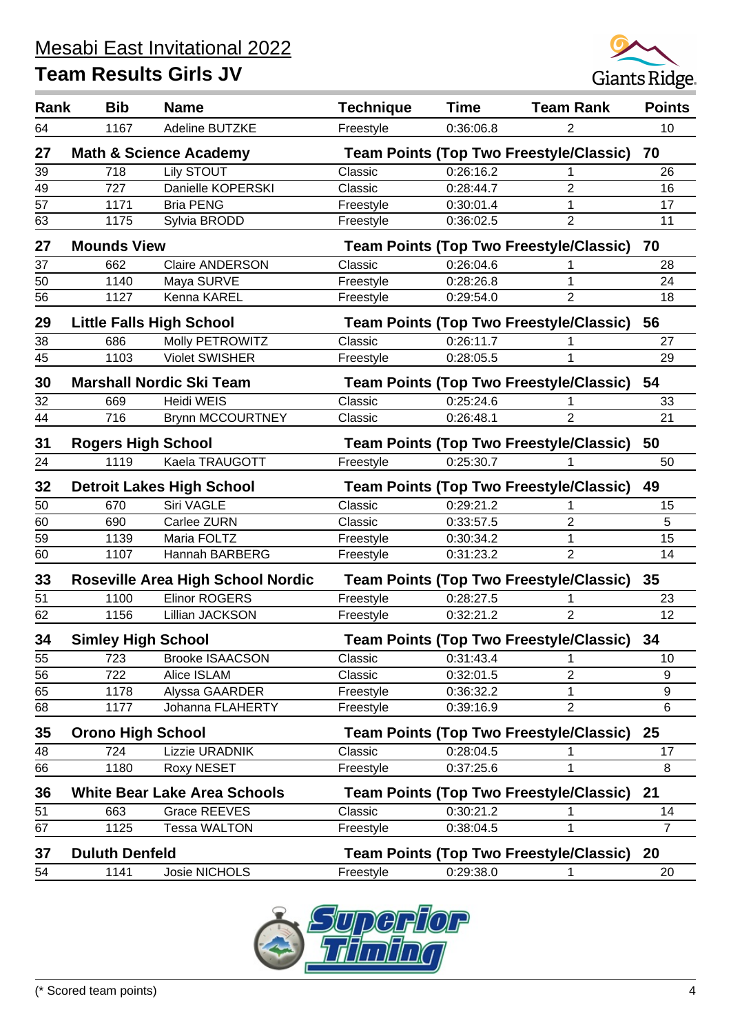# Mesabi East Invitational 2022

## Team Results Girls JV

| Rank | Bib | Name | Technique | Time | Team Rank | Points |
|---|---|---|---|---|---|---|
| 64 | 1167 | Adeline BUTZKE | Freestyle | 0:36:06.8 | 2 | 10 |
| **27** | **Math & Science Academy** | | **Team Points (Top Two Freestyle/Classic)** | | | **70** |
| 39 | 718 | Lily STOUT | Classic | 0:26:16.2 | 1 | 26 |
| 49 | 727 | Danielle KOPERSKI | Classic | 0:28:44.7 | 2 | 16 |
| 57 | 1171 | Bria PENG | Freestyle | 0:30:01.4 | 1 | 17 |
| 63 | 1175 | Sylvia BRODD | Freestyle | 0:36:02.5 | 2 | 11 |
| **27** | **Mounds View** | | **Team Points (Top Two Freestyle/Classic)** | | | **70** |
| 37 | 662 | Claire ANDERSON | Classic | 0:26:04.6 | 1 | 28 |
| 50 | 1140 | Maya SURVE | Freestyle | 0:28:26.8 | 1 | 24 |
| 56 | 1127 | Kenna KAREL | Freestyle | 0:29:54.0 | 2 | 18 |
| **29** | **Little Falls High School** | | **Team Points (Top Two Freestyle/Classic)** | | | **56** |
| 38 | 686 | Molly PETROWITZ | Classic | 0:26:11.7 | 1 | 27 |
| 45 | 1103 | Violet SWISHER | Freestyle | 0:28:05.5 | 1 | 29 |
| **30** | **Marshall Nordic Ski Team** | | **Team Points (Top Two Freestyle/Classic)** | | | **54** |
| 32 | 669 | Heidi WEIS | Classic | 0:25:24.6 | 1 | 33 |
| 44 | 716 | Brynn MCCOURTNEY | Classic | 0:26:48.1 | 2 | 21 |
| **31** | **Rogers High School** | | **Team Points (Top Two Freestyle/Classic)** | | | **50** |
| 24 | 1119 | Kaela TRAUGOTT | Freestyle | 0:25:30.7 | 1 | 50 |
| **32** | **Detroit Lakes High School** | | **Team Points (Top Two Freestyle/Classic)** | | | **49** |
| 50 | 670 | Siri VAGLE | Classic | 0:29:21.2 | 1 | 15 |
| 60 | 690 | Carlee ZURN | Classic | 0:33:57.5 | 2 | 5 |
| 59 | 1139 | Maria FOLTZ | Freestyle | 0:30:34.2 | 1 | 15 |
| 60 | 1107 | Hannah BARBERG | Freestyle | 0:31:23.2 | 2 | 14 |
| **33** | **Roseville Area High School Nordic** | | **Team Points (Top Two Freestyle/Classic)** | | | **35** |
| 51 | 1100 | Elinor ROGERS | Freestyle | 0:28:27.5 | 1 | 23 |
| 62 | 1156 | Lillian JACKSON | Freestyle | 0:32:21.2 | 2 | 12 |
| **34** | **Simley High School** | | **Team Points (Top Two Freestyle/Classic)** | | | **34** |
| 55 | 723 | Brooke ISAACSON | Classic | 0:31:43.4 | 1 | 10 |
| 56 | 722 | Alice ISLAM | Classic | 0:32:01.5 | 2 | 9 |
| 65 | 1178 | Alyssa GAARDER | Freestyle | 0:36:32.2 | 1 | 9 |
| 68 | 1177 | Johanna FLAHERTY | Freestyle | 0:39:16.9 | 2 | 6 |
| **35** | **Orono High School** | | **Team Points (Top Two Freestyle/Classic)** | | | **25** |
| 48 | 724 | Lizzie URADNIK | Classic | 0:28:04.5 | 1 | 17 |
| 66 | 1180 | Roxy NESET | Freestyle | 0:37:25.6 | 1 | 8 |
| **36** | **White Bear Lake Area Schools** | | **Team Points (Top Two Freestyle/Classic)** | | | **21** |
| 51 | 663 | Grace REEVES | Classic | 0:30:21.2 | 1 | 14 |
| 67 | 1125 | Tessa WALTON | Freestyle | 0:38:04.5 | 1 | 7 |
| **37** | **Duluth Denfeld** | | **Team Points (Top Two Freestyle/Classic)** | | | **20** |
| 54 | 1141 | Josie NICHOLS | Freestyle | 0:29:38.0 | 1 | 20 |

(* Scored team points)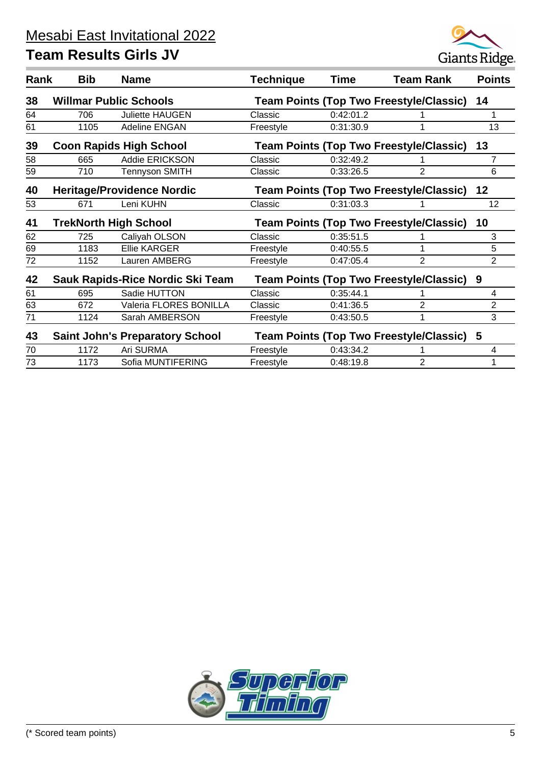# Mesabi East Invitational 2022

## Team Results Girls JV

| Rank | Bib | Name | Technique | Time | Team Rank | Points |
|---|---|---|---|---|---|---|
| **38** | **Willmar Public Schools** | | **Team Points (Top Two Freestyle/Classic)** | | | **14** |
| 64 | 706 | Juliette HAUGEN | Classic | 0:42:01.2 | 1 | 1 |
| 61 | 1105 | Adeline ENGAN | Freestyle | 0:31:30.9 | 1 | 13 |
| **39** | **Coon Rapids High School** | | **Team Points (Top Two Freestyle/Classic)** | | | **13** |
| 58 | 665 | Addie ERICKSON | Classic | 0:32:49.2 | 1 | 7 |
| 59 | 710 | Tennyson SMITH | Classic | 0:33:26.5 | 2 | 6 |
| **40** | **Heritage/Providence Nordic** | | **Team Points (Top Two Freestyle/Classic)** | | | **12** |
| 53 | 671 | Leni KUHN | Classic | 0:31:03.3 | 1 | 12 |
| **41** | **TrekNorth High School** | | **Team Points (Top Two Freestyle/Classic)** | | | **10** |
| 62 | 725 | Caliyah OLSON | Classic | 0:35:51.5 | 1 | 3 |
| 69 | 1183 | Ellie KARGER | Freestyle | 0:40:55.5 | 1 | 5 |
| 72 | 1152 | Lauren AMBERG | Freestyle | 0:47:05.4 | 2 | 2 |
| **42** | **Sauk Rapids-Rice Nordic Ski Team** | | **Team Points (Top Two Freestyle/Classic)** | | | **9** |
| 61 | 695 | Sadie HUTTON | Classic | 0:35:44.1 | 1 | 4 |
| 63 | 672 | Valeria FLORES BONILLA | Classic | 0:41:36.5 | 2 | 2 |
| 71 | 1124 | Sarah AMBERSON | Freestyle | 0:43:50.5 | 1 | 3 |
| **43** | **Saint John's Preparatory School** | | **Team Points (Top Two Freestyle/Classic)** | | | **5** |
| 70 | 1172 | Ari SURMA | Freestyle | 0:43:34.2 | 1 | 4 |
| 73 | 1173 | Sofia MUNTIFERING | Freestyle | 0:48:19.8 | 2 | 1 |

(* Scored team points)